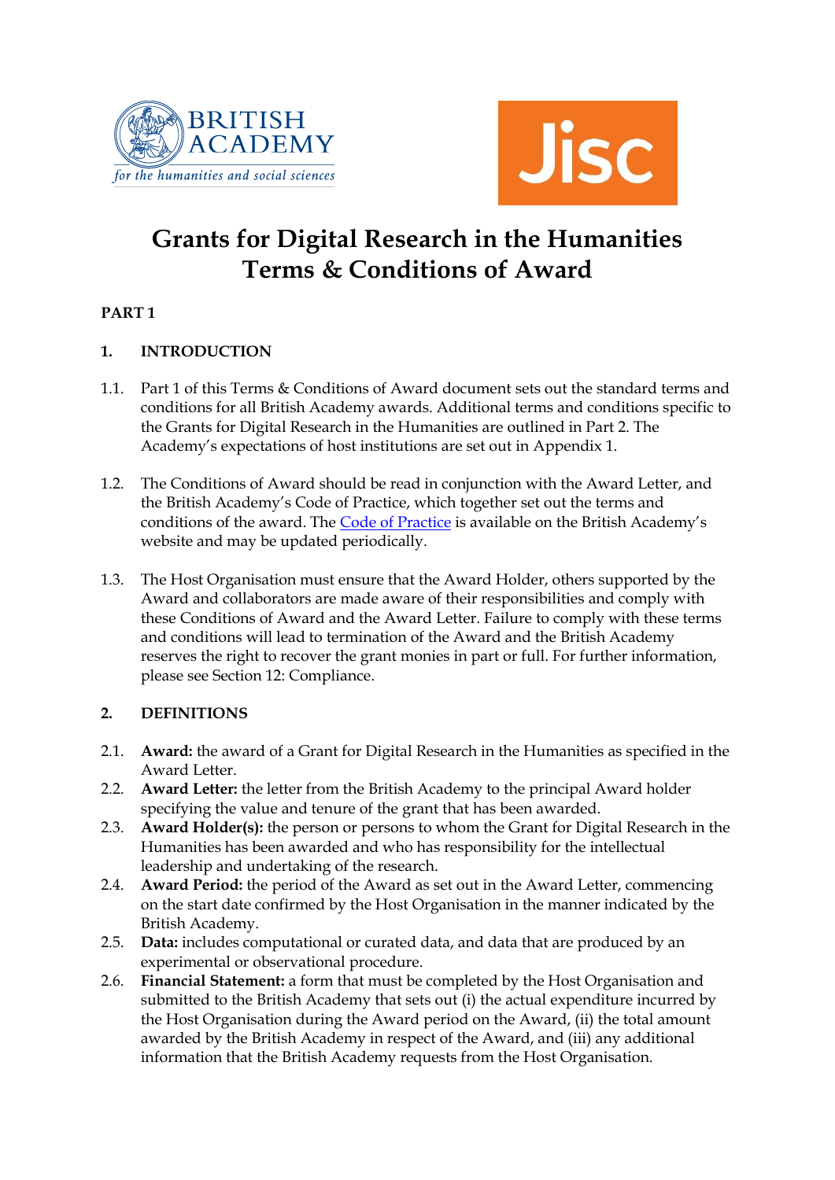# Grants for Digital Research in the Humanities
# Terms & Conditions of Award

**PART 1**

## 1. INTRODUCTION

1.1. Part 1 of this Terms & Conditions of Award document sets out the standard terms and conditions for all British Academy awards. Additional terms and conditions specific to the Grants for Digital Research in the Humanities are outlined in Part 2. The Academy's expectations of host institutions are set out in Appendix 1.

1.2. The Conditions of Award should be read in conjunction with the Award Letter, and the British Academy's Code of Practice, which together set out the terms and conditions of the award. The Code of Practice is available on the British Academy's website and may be updated periodically.

1.3. The Host Organisation must ensure that the Award Holder, others supported by the Award and collaborators are made aware of their responsibilities and comply with these Conditions of Award and the Award Letter. Failure to comply with these terms and conditions will lead to termination of the Award and the British Academy reserves the right to recover the grant monies in part or full. For further information, please see Section 12: Compliance.

## 2. DEFINITIONS

2.1. **Award:** the award of a Grant for Digital Research in the Humanities as specified in the Award Letter.

2.2. **Award Letter:** the letter from the British Academy to the principal Award holder specifying the value and tenure of the grant that has been awarded.

2.3. **Award Holder(s):** the person or persons to whom the Grant for Digital Research in the Humanities has been awarded and who has responsibility for the intellectual leadership and undertaking of the research.

2.4. **Award Period:** the period of the Award as set out in the Award Letter, commencing on the start date confirmed by the Host Organisation in the manner indicated by the British Academy.

2.5. **Data:** includes computational or curated data, and data that are produced by an experimental or observational procedure.

2.6. **Financial Statement:** a form that must be completed by the Host Organisation and submitted to the British Academy that sets out (i) the actual expenditure incurred by the Host Organisation during the Award period on the Award, (ii) the total amount awarded by the British Academy in respect of the Award, and (iii) any additional information that the British Academy requests from the Host Organisation.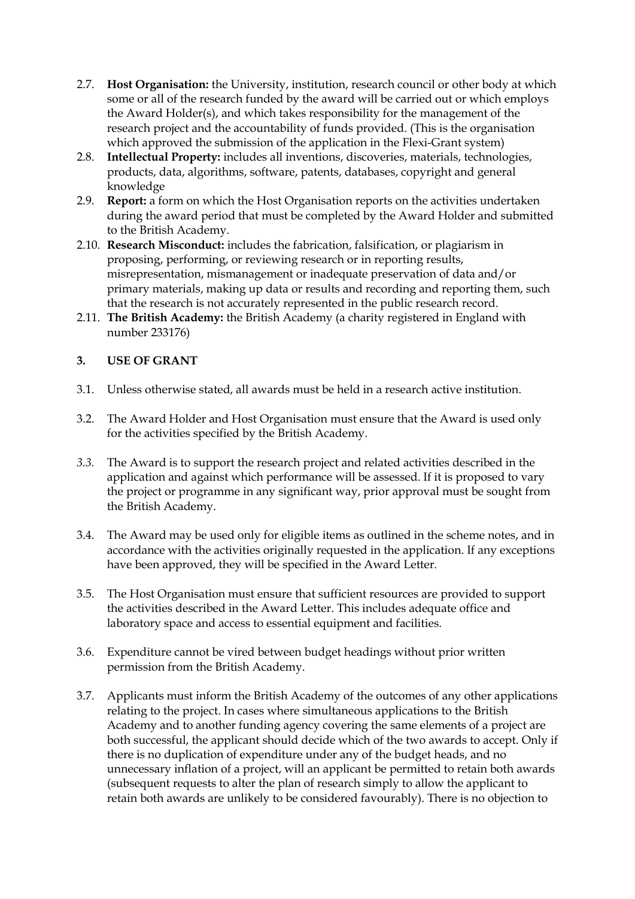2.7. **Host Organisation:** the University, institution, research council or other body at which some or all of the research funded by the award will be carried out or which employs the Award Holder(s), and which takes responsibility for the management of the research project and the accountability of funds provided. (This is the organisation which approved the submission of the application in the Flexi-Grant system)

2.8. **Intellectual Property:** includes all inventions, discoveries, materials, technologies, products, data, algorithms, software, patents, databases, copyright and general knowledge

2.9. **Report:** a form on which the Host Organisation reports on the activities undertaken during the award period that must be completed by the Award Holder and submitted to the British Academy.

2.10. **Research Misconduct:** includes the fabrication, falsification, or plagiarism in proposing, performing, or reviewing research or in reporting results, misrepresentation, mismanagement or inadequate preservation of data and/or primary materials, making up data or results and recording and reporting them, such that the research is not accurately represented in the public research record.

2.11. **The British Academy:** the British Academy (a charity registered in England with number 233176)

## 3. USE OF GRANT

3.1. Unless otherwise stated, all awards must be held in a research active institution.

3.2. The Award Holder and Host Organisation must ensure that the Award is used only for the activities specified by the British Academy.

*3.3.* The Award is to support the research project and related activities described in the application and against which performance will be assessed. If it is proposed to vary the project or programme in any significant way, prior approval must be sought from the British Academy.

3.4. The Award may be used only for eligible items as outlined in the scheme notes, and in accordance with the activities originally requested in the application. If any exceptions have been approved, they will be specified in the Award Letter.

3.5. The Host Organisation must ensure that sufficient resources are provided to support the activities described in the Award Letter. This includes adequate office and laboratory space and access to essential equipment and facilities.

3.6. Expenditure cannot be vired between budget headings without prior written permission from the British Academy.

3.7. Applicants must inform the British Academy of the outcomes of any other applications relating to the project. In cases where simultaneous applications to the British Academy and to another funding agency covering the same elements of a project are both successful, the applicant should decide which of the two awards to accept. Only if there is no duplication of expenditure under any of the budget heads, and no unnecessary inflation of a project, will an applicant be permitted to retain both awards (subsequent requests to alter the plan of research simply to allow the applicant to retain both awards are unlikely to be considered favourably). There is no objection to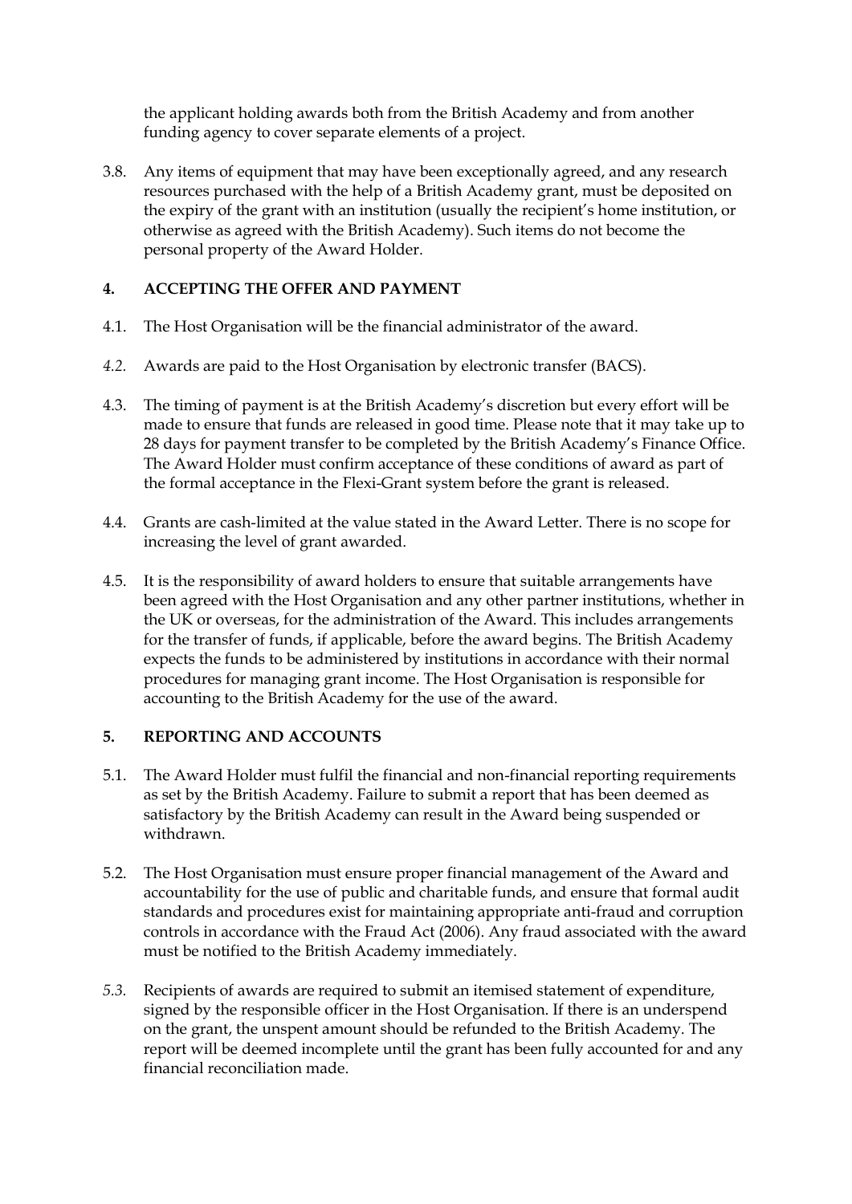the applicant holding awards both from the British Academy and from another funding agency to cover separate elements of a project.

3.8. Any items of equipment that may have been exceptionally agreed, and any research resources purchased with the help of a British Academy grant, must be deposited on the expiry of the grant with an institution (usually the recipient's home institution, or otherwise as agreed with the British Academy). Such items do not become the personal property of the Award Holder.

## 4. ACCEPTING THE OFFER AND PAYMENT

4.1. The Host Organisation will be the financial administrator of the award.

*4.2.* Awards are paid to the Host Organisation by electronic transfer (BACS).

4.3. The timing of payment is at the British Academy's discretion but every effort will be made to ensure that funds are released in good time. Please note that it may take up to 28 days for payment transfer to be completed by the British Academy's Finance Office. The Award Holder must confirm acceptance of these conditions of award as part of the formal acceptance in the Flexi-Grant system before the grant is released.

4.4. Grants are cash-limited at the value stated in the Award Letter. There is no scope for increasing the level of grant awarded.

4.5. It is the responsibility of award holders to ensure that suitable arrangements have been agreed with the Host Organisation and any other partner institutions, whether in the UK or overseas, for the administration of the Award. This includes arrangements for the transfer of funds, if applicable, before the award begins. The British Academy expects the funds to be administered by institutions in accordance with their normal procedures for managing grant income. The Host Organisation is responsible for accounting to the British Academy for the use of the award.

## 5. REPORTING AND ACCOUNTS

5.1. The Award Holder must fulfil the financial and non-financial reporting requirements as set by the British Academy. Failure to submit a report that has been deemed as satisfactory by the British Academy can result in the Award being suspended or withdrawn.

5.2. The Host Organisation must ensure proper financial management of the Award and accountability for the use of public and charitable funds, and ensure that formal audit standards and procedures exist for maintaining appropriate anti-fraud and corruption controls in accordance with the Fraud Act (2006). Any fraud associated with the award must be notified to the British Academy immediately.

*5.3.* Recipients of awards are required to submit an itemised statement of expenditure, signed by the responsible officer in the Host Organisation. If there is an underspend on the grant, the unspent amount should be refunded to the British Academy. The report will be deemed incomplete until the grant has been fully accounted for and any financial reconciliation made.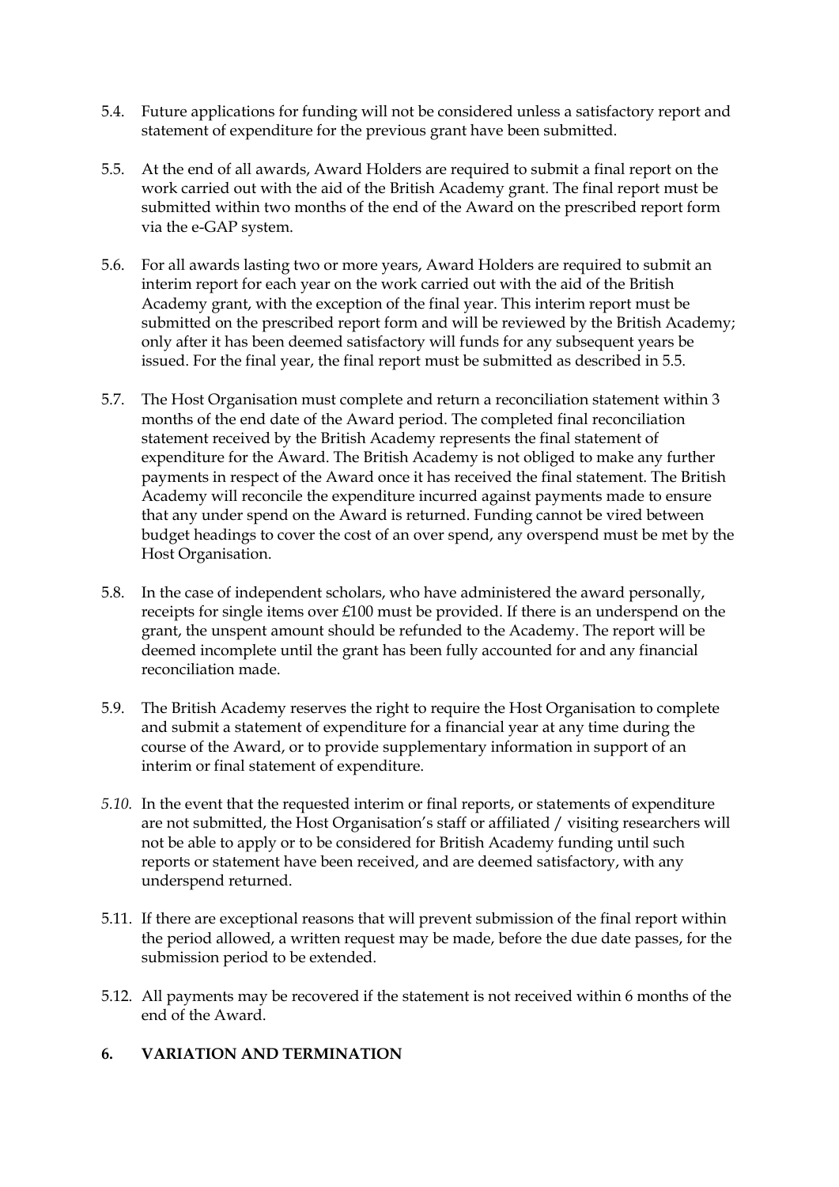5.4. Future applications for funding will not be considered unless a satisfactory report and statement of expenditure for the previous grant have been submitted.

5.5. At the end of all awards, Award Holders are required to submit a final report on the work carried out with the aid of the British Academy grant. The final report must be submitted within two months of the end of the Award on the prescribed report form via the e-GAP system.

5.6. For all awards lasting two or more years, Award Holders are required to submit an interim report for each year on the work carried out with the aid of the British Academy grant, with the exception of the final year. This interim report must be submitted on the prescribed report form and will be reviewed by the British Academy; only after it has been deemed satisfactory will funds for any subsequent years be issued. For the final year, the final report must be submitted as described in 5.5.

5.7. The Host Organisation must complete and return a reconciliation statement within 3 months of the end date of the Award period. The completed final reconciliation statement received by the British Academy represents the final statement of expenditure for the Award. The British Academy is not obliged to make any further payments in respect of the Award once it has received the final statement. The British Academy will reconcile the expenditure incurred against payments made to ensure that any under spend on the Award is returned. Funding cannot be vired between budget headings to cover the cost of an over spend, any overspend must be met by the Host Organisation.

5.8. In the case of independent scholars, who have administered the award personally, receipts for single items over £100 must be provided. If there is an underspend on the grant, the unspent amount should be refunded to the Academy. The report will be deemed incomplete until the grant has been fully accounted for and any financial reconciliation made.

5.9. The British Academy reserves the right to require the Host Organisation to complete and submit a statement of expenditure for a financial year at any time during the course of the Award, or to provide supplementary information in support of an interim or final statement of expenditure.

*5.10.* In the event that the requested interim or final reports, or statements of expenditure are not submitted, the Host Organisation's staff or affiliated / visiting researchers will not be able to apply or to be considered for British Academy funding until such reports or statement have been received, and are deemed satisfactory, with any underspend returned.

5.11. If there are exceptional reasons that will prevent submission of the final report within the period allowed, a written request may be made, before the due date passes, for the submission period to be extended.

5.12. All payments may be recovered if the statement is not received within 6 months of the end of the Award.

## 6. VARIATION AND TERMINATION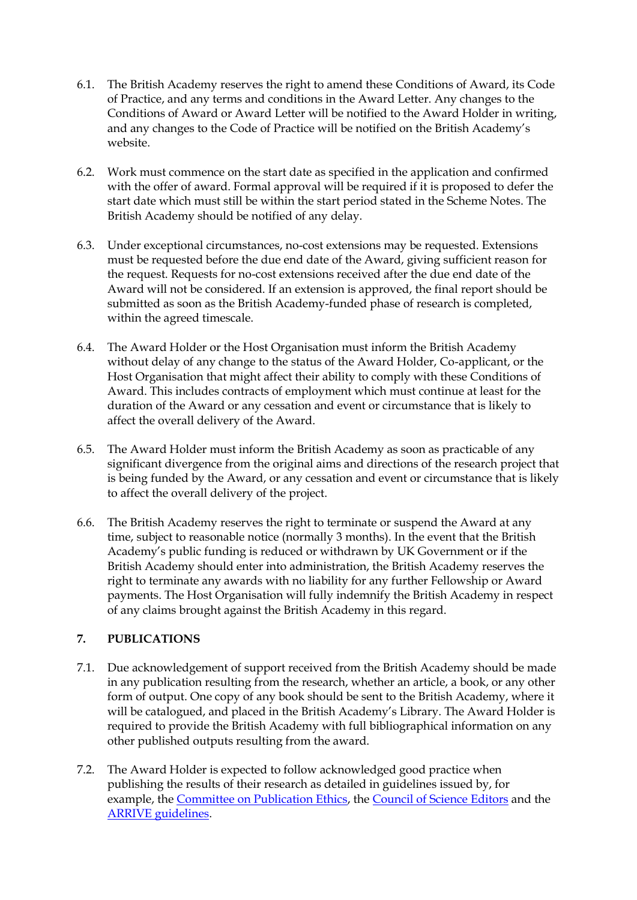6.1. The British Academy reserves the right to amend these Conditions of Award, its Code of Practice, and any terms and conditions in the Award Letter. Any changes to the Conditions of Award or Award Letter will be notified to the Award Holder in writing, and any changes to the Code of Practice will be notified on the British Academy's website.

6.2. Work must commence on the start date as specified in the application and confirmed with the offer of award. Formal approval will be required if it is proposed to defer the start date which must still be within the start period stated in the Scheme Notes. The British Academy should be notified of any delay.

6.3. Under exceptional circumstances, no-cost extensions may be requested. Extensions must be requested before the due end date of the Award, giving sufficient reason for the request. Requests for no-cost extensions received after the due end date of the Award will not be considered. If an extension is approved, the final report should be submitted as soon as the British Academy-funded phase of research is completed, within the agreed timescale.

6.4. The Award Holder or the Host Organisation must inform the British Academy without delay of any change to the status of the Award Holder, Co-applicant, or the Host Organisation that might affect their ability to comply with these Conditions of Award. This includes contracts of employment which must continue at least for the duration of the Award or any cessation and event or circumstance that is likely to affect the overall delivery of the Award.

6.5. The Award Holder must inform the British Academy as soon as practicable of any significant divergence from the original aims and directions of the research project that is being funded by the Award, or any cessation and event or circumstance that is likely to affect the overall delivery of the project.

6.6. The British Academy reserves the right to terminate or suspend the Award at any time, subject to reasonable notice (normally 3 months). In the event that the British Academy's public funding is reduced or withdrawn by UK Government or if the British Academy should enter into administration, the British Academy reserves the right to terminate any awards with no liability for any further Fellowship or Award payments. The Host Organisation will fully indemnify the British Academy in respect of any claims brought against the British Academy in this regard.

## 7. PUBLICATIONS

7.1. Due acknowledgement of support received from the British Academy should be made in any publication resulting from the research, whether an article, a book, or any other form of output. One copy of any book should be sent to the British Academy, where it will be catalogued, and placed in the British Academy's Library. The Award Holder is required to provide the British Academy with full bibliographical information on any other published outputs resulting from the award.

7.2. The Award Holder is expected to follow acknowledged good practice when publishing the results of their research as detailed in guidelines issued by, for example, the Committee on Publication Ethics, the Council of Science Editors and the ARRIVE guidelines.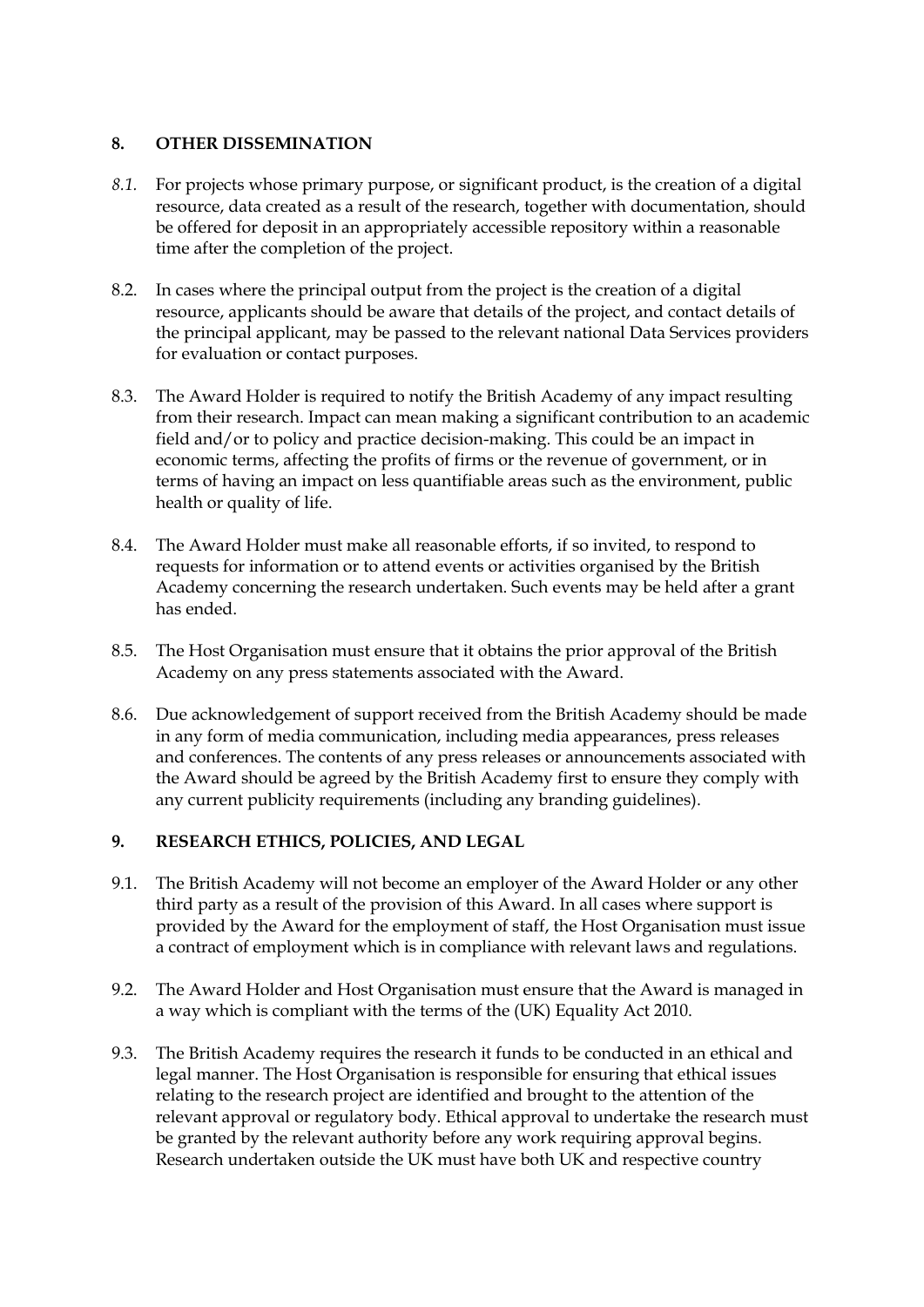## 8. OTHER DISSEMINATION

*8.1.* For projects whose primary purpose, or significant product, is the creation of a digital resource, data created as a result of the research, together with documentation, should be offered for deposit in an appropriately accessible repository within a reasonable time after the completion of the project.

8.2. In cases where the principal output from the project is the creation of a digital resource, applicants should be aware that details of the project, and contact details of the principal applicant, may be passed to the relevant national Data Services providers for evaluation or contact purposes.

8.3. The Award Holder is required to notify the British Academy of any impact resulting from their research. Impact can mean making a significant contribution to an academic field and/or to policy and practice decision-making. This could be an impact in economic terms, affecting the profits of firms or the revenue of government, or in terms of having an impact on less quantifiable areas such as the environment, public health or quality of life.

8.4. The Award Holder must make all reasonable efforts, if so invited, to respond to requests for information or to attend events or activities organised by the British Academy concerning the research undertaken. Such events may be held after a grant has ended.

8.5. The Host Organisation must ensure that it obtains the prior approval of the British Academy on any press statements associated with the Award.

8.6. Due acknowledgement of support received from the British Academy should be made in any form of media communication, including media appearances, press releases and conferences. The contents of any press releases or announcements associated with the Award should be agreed by the British Academy first to ensure they comply with any current publicity requirements (including any branding guidelines).

## 9. RESEARCH ETHICS, POLICIES, AND LEGAL

9.1. The British Academy will not become an employer of the Award Holder or any other third party as a result of the provision of this Award. In all cases where support is provided by the Award for the employment of staff, the Host Organisation must issue a contract of employment which is in compliance with relevant laws and regulations.

9.2. The Award Holder and Host Organisation must ensure that the Award is managed in a way which is compliant with the terms of the (UK) Equality Act 2010.

9.3. The British Academy requires the research it funds to be conducted in an ethical and legal manner. The Host Organisation is responsible for ensuring that ethical issues relating to the research project are identified and brought to the attention of the relevant approval or regulatory body. Ethical approval to undertake the research must be granted by the relevant authority before any work requiring approval begins. Research undertaken outside the UK must have both UK and respective country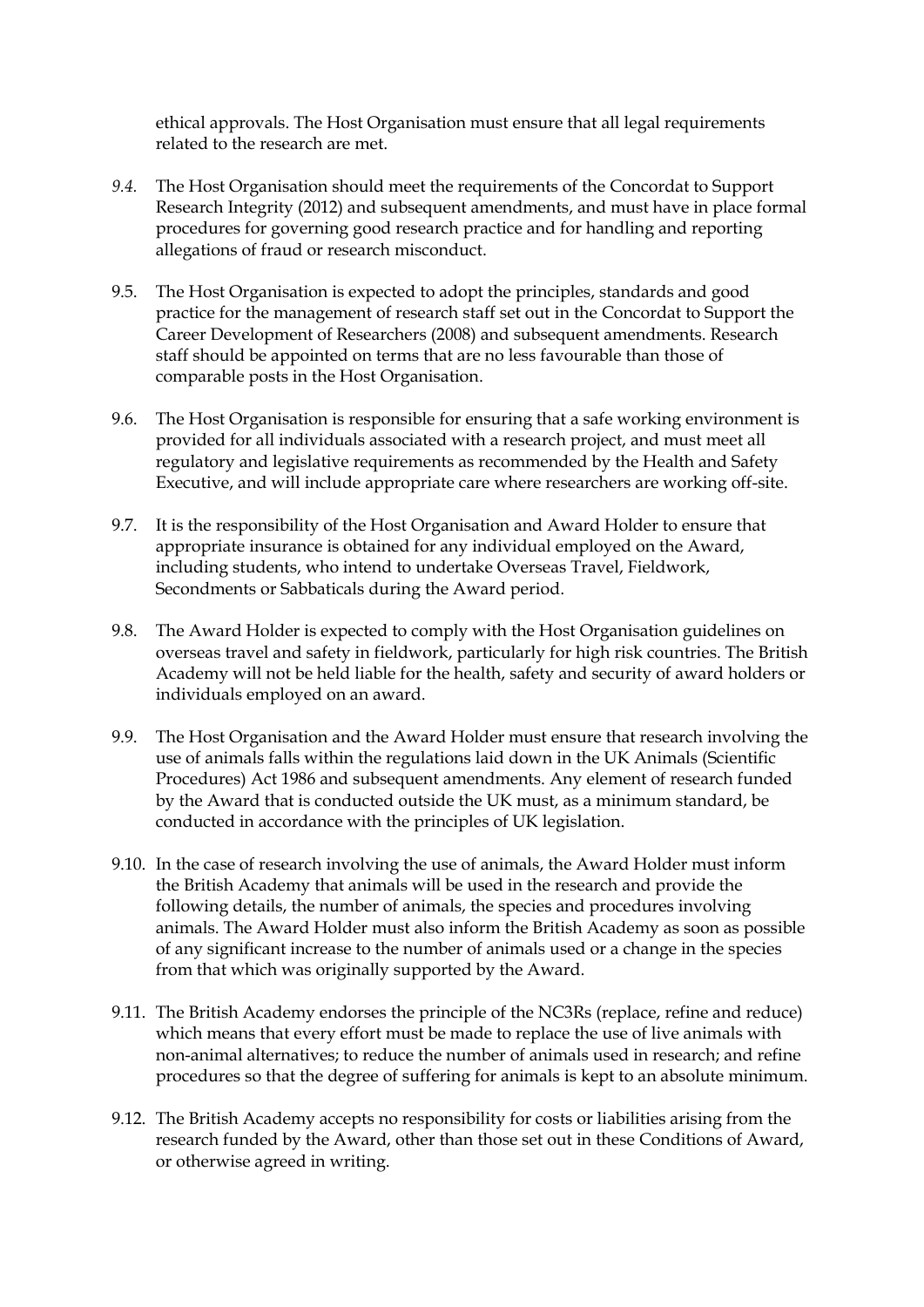ethical approvals. The Host Organisation must ensure that all legal requirements related to the research are met.

*9.4.* The Host Organisation should meet the requirements of the Concordat to Support Research Integrity (2012) and subsequent amendments, and must have in place formal procedures for governing good research practice and for handling and reporting allegations of fraud or research misconduct.

9.5. The Host Organisation is expected to adopt the principles, standards and good practice for the management of research staff set out in the Concordat to Support the Career Development of Researchers (2008) and subsequent amendments. Research staff should be appointed on terms that are no less favourable than those of comparable posts in the Host Organisation.

9.6. The Host Organisation is responsible for ensuring that a safe working environment is provided for all individuals associated with a research project, and must meet all regulatory and legislative requirements as recommended by the Health and Safety Executive, and will include appropriate care where researchers are working off-site.

9.7. It is the responsibility of the Host Organisation and Award Holder to ensure that appropriate insurance is obtained for any individual employed on the Award, including students, who intend to undertake Overseas Travel, Fieldwork, Secondments or Sabbaticals during the Award period.

9.8. The Award Holder is expected to comply with the Host Organisation guidelines on overseas travel and safety in fieldwork, particularly for high risk countries. The British Academy will not be held liable for the health, safety and security of award holders or individuals employed on an award.

9.9. The Host Organisation and the Award Holder must ensure that research involving the use of animals falls within the regulations laid down in the UK Animals (Scientific Procedures) Act 1986 and subsequent amendments. Any element of research funded by the Award that is conducted outside the UK must, as a minimum standard, be conducted in accordance with the principles of UK legislation.

9.10. In the case of research involving the use of animals, the Award Holder must inform the British Academy that animals will be used in the research and provide the following details, the number of animals, the species and procedures involving animals. The Award Holder must also inform the British Academy as soon as possible of any significant increase to the number of animals used or a change in the species from that which was originally supported by the Award.

9.11. The British Academy endorses the principle of the NC3Rs (replace, refine and reduce) which means that every effort must be made to replace the use of live animals with non-animal alternatives; to reduce the number of animals used in research; and refine procedures so that the degree of suffering for animals is kept to an absolute minimum.

9.12. The British Academy accepts no responsibility for costs or liabilities arising from the research funded by the Award, other than those set out in these Conditions of Award, or otherwise agreed in writing.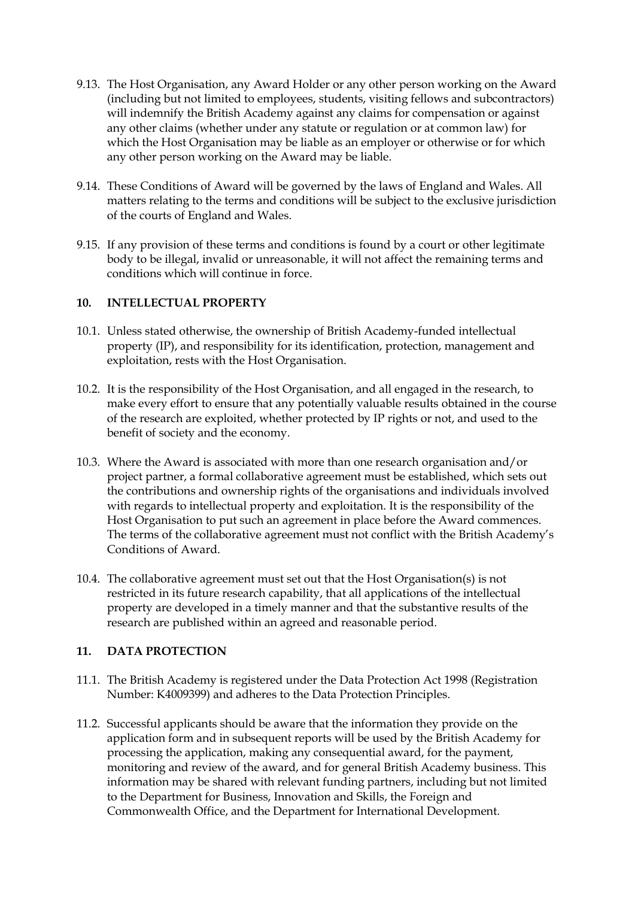9.13. The Host Organisation, any Award Holder or any other person working on the Award (including but not limited to employees, students, visiting fellows and subcontractors) will indemnify the British Academy against any claims for compensation or against any other claims (whether under any statute or regulation or at common law) for which the Host Organisation may be liable as an employer or otherwise or for which any other person working on the Award may be liable.

9.14. These Conditions of Award will be governed by the laws of England and Wales. All matters relating to the terms and conditions will be subject to the exclusive jurisdiction of the courts of England and Wales.

9.15. If any provision of these terms and conditions is found by a court or other legitimate body to be illegal, invalid or unreasonable, it will not affect the remaining terms and conditions which will continue in force.

## 10. INTELLECTUAL PROPERTY

10.1. Unless stated otherwise, the ownership of British Academy-funded intellectual property (IP), and responsibility for its identification, protection, management and exploitation, rests with the Host Organisation.

10.2. It is the responsibility of the Host Organisation, and all engaged in the research, to make every effort to ensure that any potentially valuable results obtained in the course of the research are exploited, whether protected by IP rights or not, and used to the benefit of society and the economy.

10.3. Where the Award is associated with more than one research organisation and/or project partner, a formal collaborative agreement must be established, which sets out the contributions and ownership rights of the organisations and individuals involved with regards to intellectual property and exploitation. It is the responsibility of the Host Organisation to put such an agreement in place before the Award commences. The terms of the collaborative agreement must not conflict with the British Academy's Conditions of Award.

10.4. The collaborative agreement must set out that the Host Organisation(s) is not restricted in its future research capability, that all applications of the intellectual property are developed in a timely manner and that the substantive results of the research are published within an agreed and reasonable period.

## 11. DATA PROTECTION

11.1. The British Academy is registered under the Data Protection Act 1998 (Registration Number: K4009399) and adheres to the Data Protection Principles.

11.2. Successful applicants should be aware that the information they provide on the application form and in subsequent reports will be used by the British Academy for processing the application, making any consequential award, for the payment, monitoring and review of the award, and for general British Academy business. This information may be shared with relevant funding partners, including but not limited to the Department for Business, Innovation and Skills, the Foreign and Commonwealth Office, and the Department for International Development.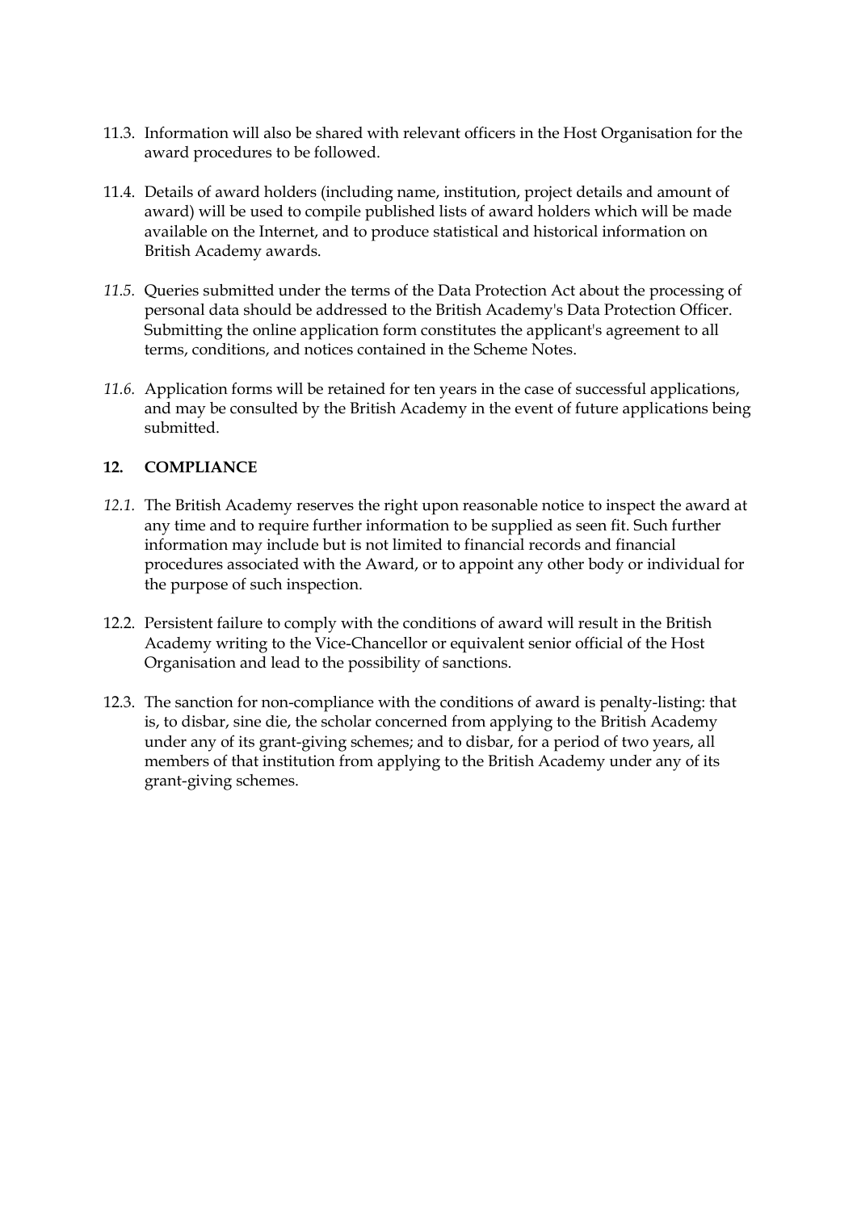11.3. Information will also be shared with relevant officers in the Host Organisation for the award procedures to be followed.

11.4. Details of award holders (including name, institution, project details and amount of award) will be used to compile published lists of award holders which will be made available on the Internet, and to produce statistical and historical information on British Academy awards.

*11.5.* Queries submitted under the terms of the Data Protection Act about the processing of personal data should be addressed to the British Academy's Data Protection Officer. Submitting the online application form constitutes the applicant's agreement to all terms, conditions, and notices contained in the Scheme Notes.

*11.6.* Application forms will be retained for ten years in the case of successful applications, and may be consulted by the British Academy in the event of future applications being submitted.

## 12. COMPLIANCE

*12.1.* The British Academy reserves the right upon reasonable notice to inspect the award at any time and to require further information to be supplied as seen fit. Such further information may include but is not limited to financial records and financial procedures associated with the Award, or to appoint any other body or individual for the purpose of such inspection.

12.2. Persistent failure to comply with the conditions of award will result in the British Academy writing to the Vice-Chancellor or equivalent senior official of the Host Organisation and lead to the possibility of sanctions.

12.3. The sanction for non-compliance with the conditions of award is penalty-listing: that is, to disbar, sine die, the scholar concerned from applying to the British Academy under any of its grant-giving schemes; and to disbar, for a period of two years, all members of that institution from applying to the British Academy under any of its grant-giving schemes.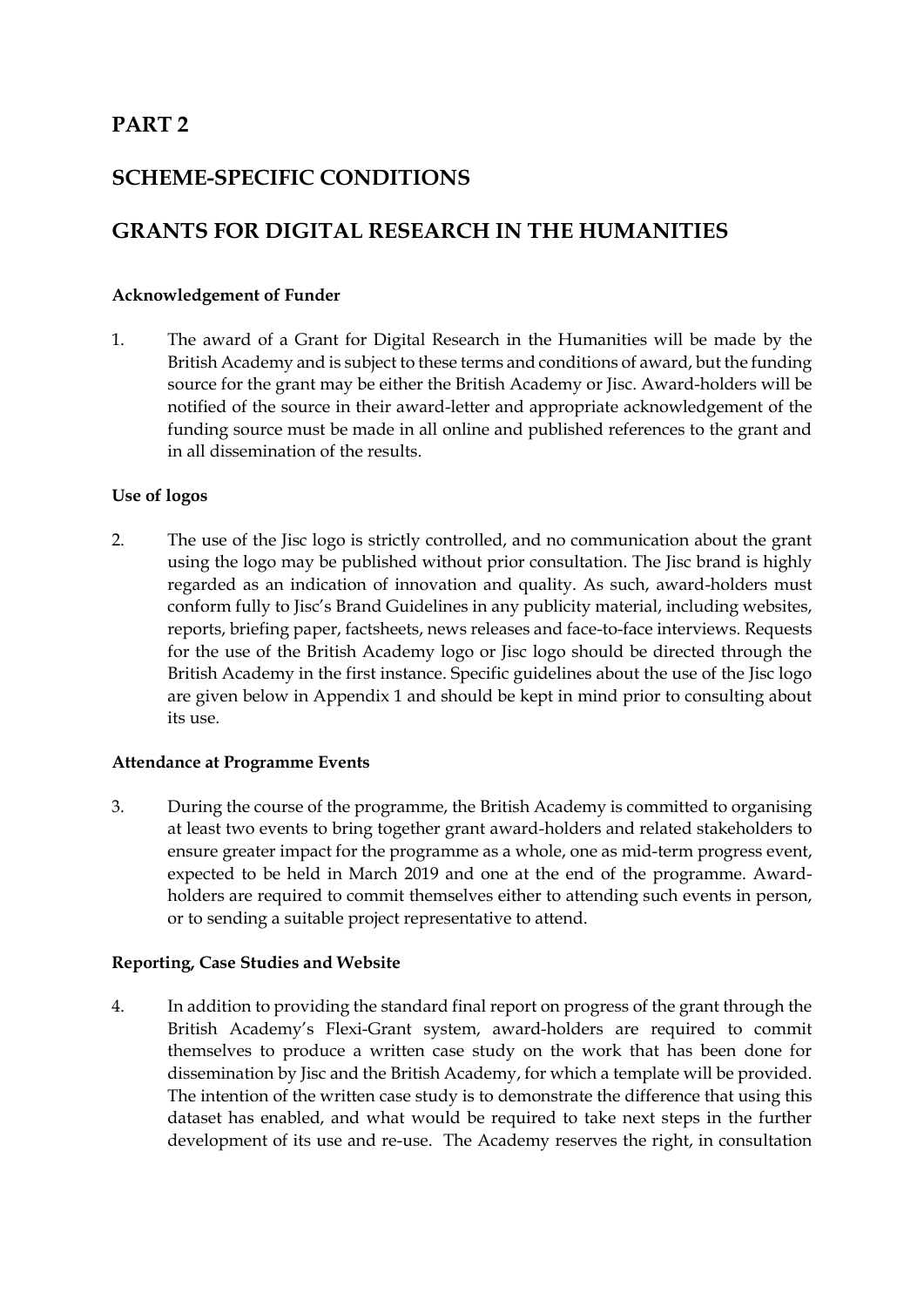# PART 2

# SCHEME-SPECIFIC CONDITIONS

# GRANTS FOR DIGITAL RESEARCH IN THE HUMANITIES

**Acknowledgement of Funder**

1. The award of a Grant for Digital Research in the Humanities will be made by the British Academy and is subject to these terms and conditions of award, but the funding source for the grant may be either the British Academy or Jisc. Award-holders will be notified of the source in their award-letter and appropriate acknowledgement of the funding source must be made in all online and published references to the grant and in all dissemination of the results.

**Use of logos**

2. The use of the Jisc logo is strictly controlled, and no communication about the grant using the logo may be published without prior consultation. The Jisc brand is highly regarded as an indication of innovation and quality. As such, award-holders must conform fully to Jisc's Brand Guidelines in any publicity material, including websites, reports, briefing paper, factsheets, news releases and face-to-face interviews. Requests for the use of the British Academy logo or Jisc logo should be directed through the British Academy in the first instance. Specific guidelines about the use of the Jisc logo are given below in Appendix 1 and should be kept in mind prior to consulting about its use.

**Attendance at Programme Events**

3. During the course of the programme, the British Academy is committed to organising at least two events to bring together grant award-holders and related stakeholders to ensure greater impact for the programme as a whole, one as mid-term progress event, expected to be held in March 2019 and one at the end of the programme. Award-holders are required to commit themselves either to attending such events in person, or to sending a suitable project representative to attend.

**Reporting, Case Studies and Website**

4. In addition to providing the standard final report on progress of the grant through the British Academy's Flexi-Grant system, award-holders are required to commit themselves to produce a written case study on the work that has been done for dissemination by Jisc and the British Academy, for which a template will be provided. The intention of the written case study is to demonstrate the difference that using this dataset has enabled, and what would be required to take next steps in the further development of its use and re-use. The Academy reserves the right, in consultation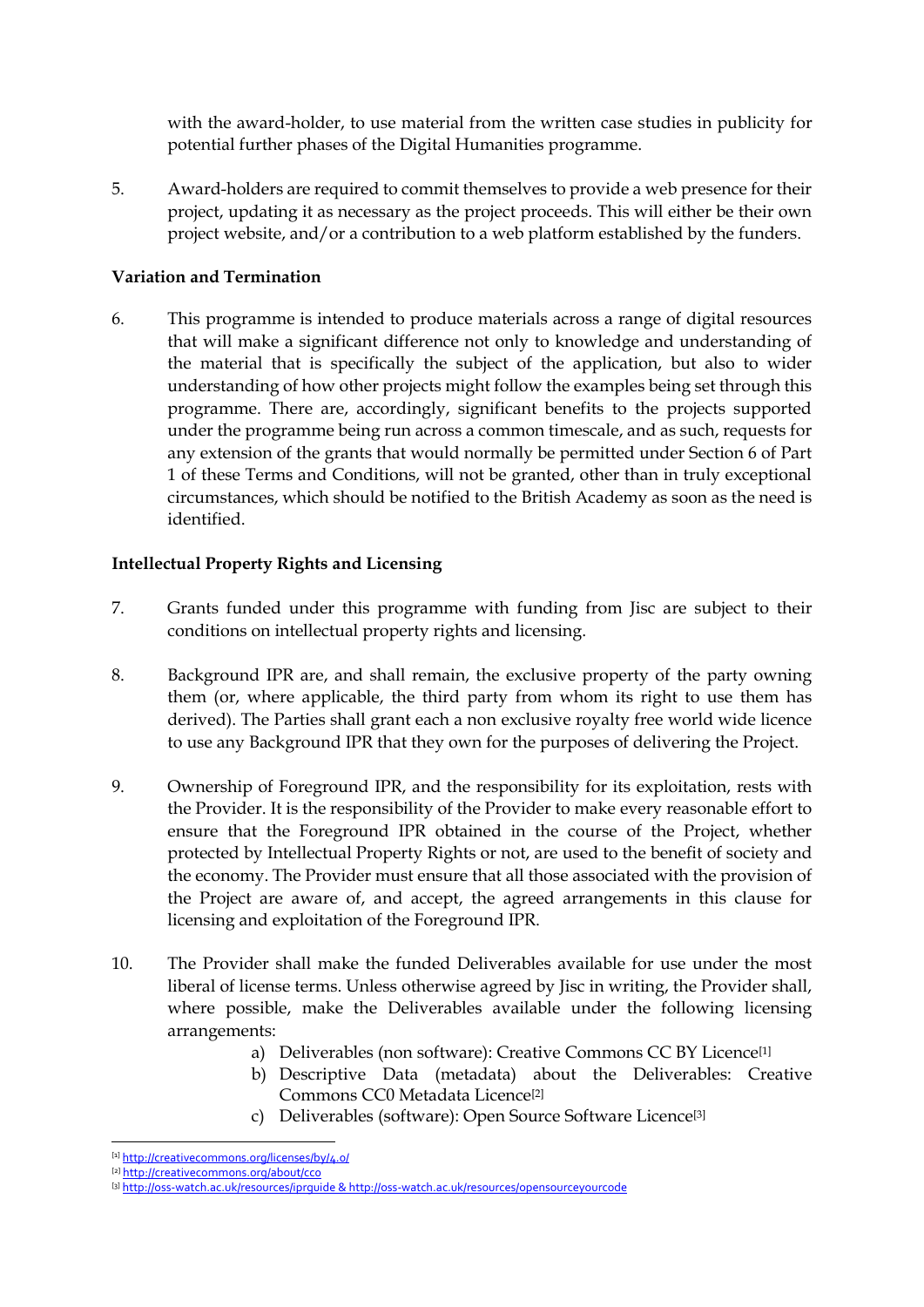with the award-holder, to use material from the written case studies in publicity for potential further phases of the Digital Humanities programme.

5. Award-holders are required to commit themselves to provide a web presence for their project, updating it as necessary as the project proceeds. This will either be their own project website, and/or a contribution to a web platform established by the funders.

**Variation and Termination**

6. This programme is intended to produce materials across a range of digital resources that will make a significant difference not only to knowledge and understanding of the material that is specifically the subject of the application, but also to wider understanding of how other projects might follow the examples being set through this programme. There are, accordingly, significant benefits to the projects supported under the programme being run across a common timescale, and as such, requests for any extension of the grants that would normally be permitted under Section 6 of Part 1 of these Terms and Conditions, will not be granted, other than in truly exceptional circumstances, which should be notified to the British Academy as soon as the need is identified.

**Intellectual Property Rights and Licensing**

7. Grants funded under this programme with funding from Jisc are subject to their conditions on intellectual property rights and licensing.

8. Background IPR are, and shall remain, the exclusive property of the party owning them (or, where applicable, the third party from whom its right to use them has derived). The Parties shall grant each a non exclusive royalty free world wide licence to use any Background IPR that they own for the purposes of delivering the Project.

9. Ownership of Foreground IPR, and the responsibility for its exploitation, rests with the Provider. It is the responsibility of the Provider to make every reasonable effort to ensure that the Foreground IPR obtained in the course of the Project, whether protected by Intellectual Property Rights or not, are used to the benefit of society and the economy. The Provider must ensure that all those associated with the provision of the Project are aware of, and accept, the agreed arrangements in this clause for licensing and exploitation of the Foreground IPR.

10. The Provider shall make the funded Deliverables available for use under the most liberal of license terms. Unless otherwise agreed by Jisc in writing, the Provider shall, where possible, make the Deliverables available under the following licensing arrangements:
    a) Deliverables (non software): Creative Commons CC BY Licence[1]
    b) Descriptive Data (metadata) about the Deliverables: Creative Commons CC0 Metadata Licence[2]
    c) Deliverables (software): Open Source Software Licence[3]

---

[1] http://creativecommons.org/licenses/by/4.0/

[2] http://creativecommons.org/about/cc0

[3] http://oss-watch.ac.uk/resources/iprguide & http://oss-watch.ac.uk/resources/opensourceyourcode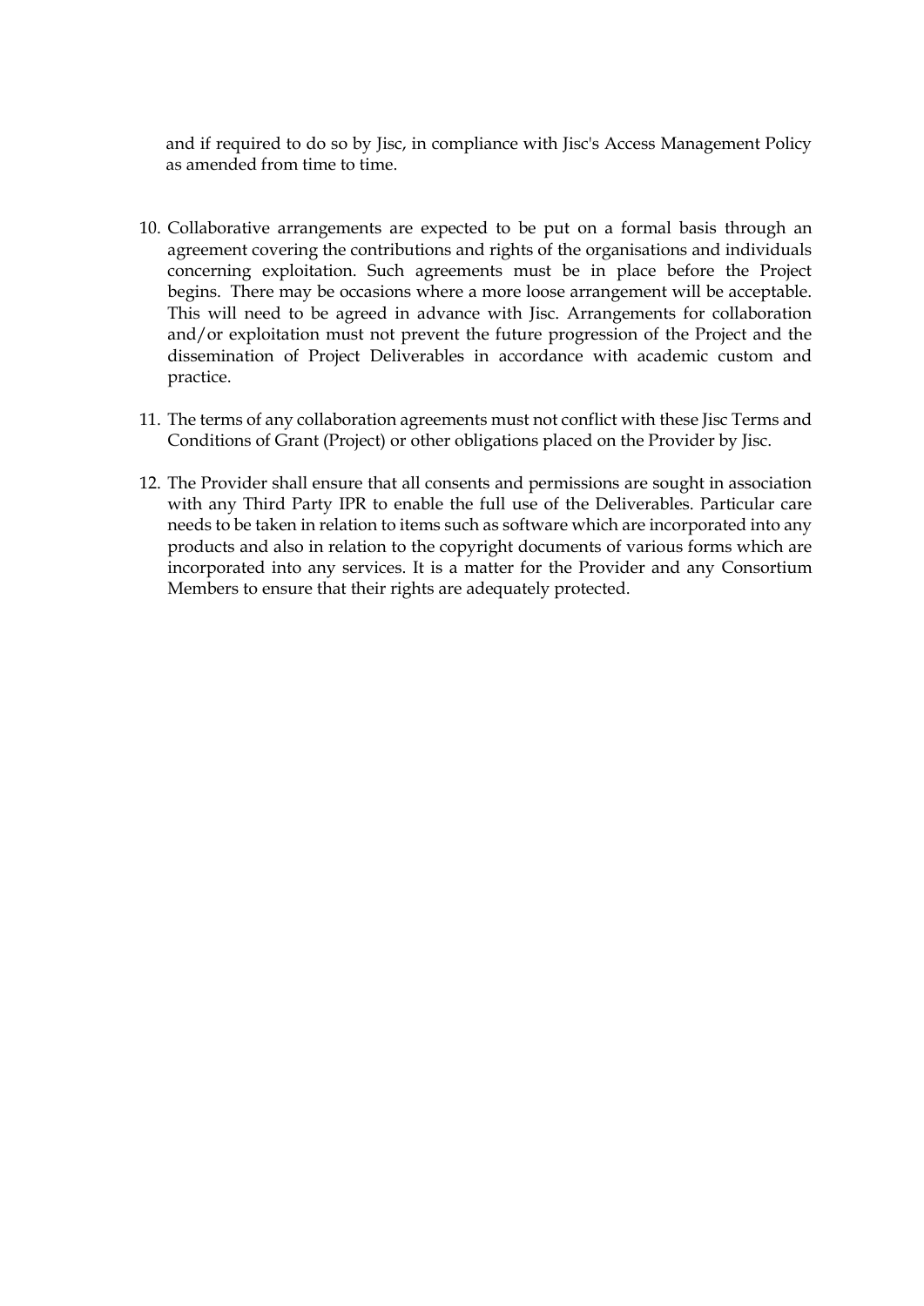and if required to do so by Jisc, in compliance with Jisc's Access Management Policy as amended from time to time.

10. Collaborative arrangements are expected to be put on a formal basis through an agreement covering the contributions and rights of the organisations and individuals concerning exploitation. Such agreements must be in place before the Project begins. There may be occasions where a more loose arrangement will be acceptable. This will need to be agreed in advance with Jisc. Arrangements for collaboration and/or exploitation must not prevent the future progression of the Project and the dissemination of Project Deliverables in accordance with academic custom and practice.

11. The terms of any collaboration agreements must not conflict with these Jisc Terms and Conditions of Grant (Project) or other obligations placed on the Provider by Jisc.

12. The Provider shall ensure that all consents and permissions are sought in association with any Third Party IPR to enable the full use of the Deliverables. Particular care needs to be taken in relation to items such as software which are incorporated into any products and also in relation to the copyright documents of various forms which are incorporated into any services. It is a matter for the Provider and any Consortium Members to ensure that their rights are adequately protected.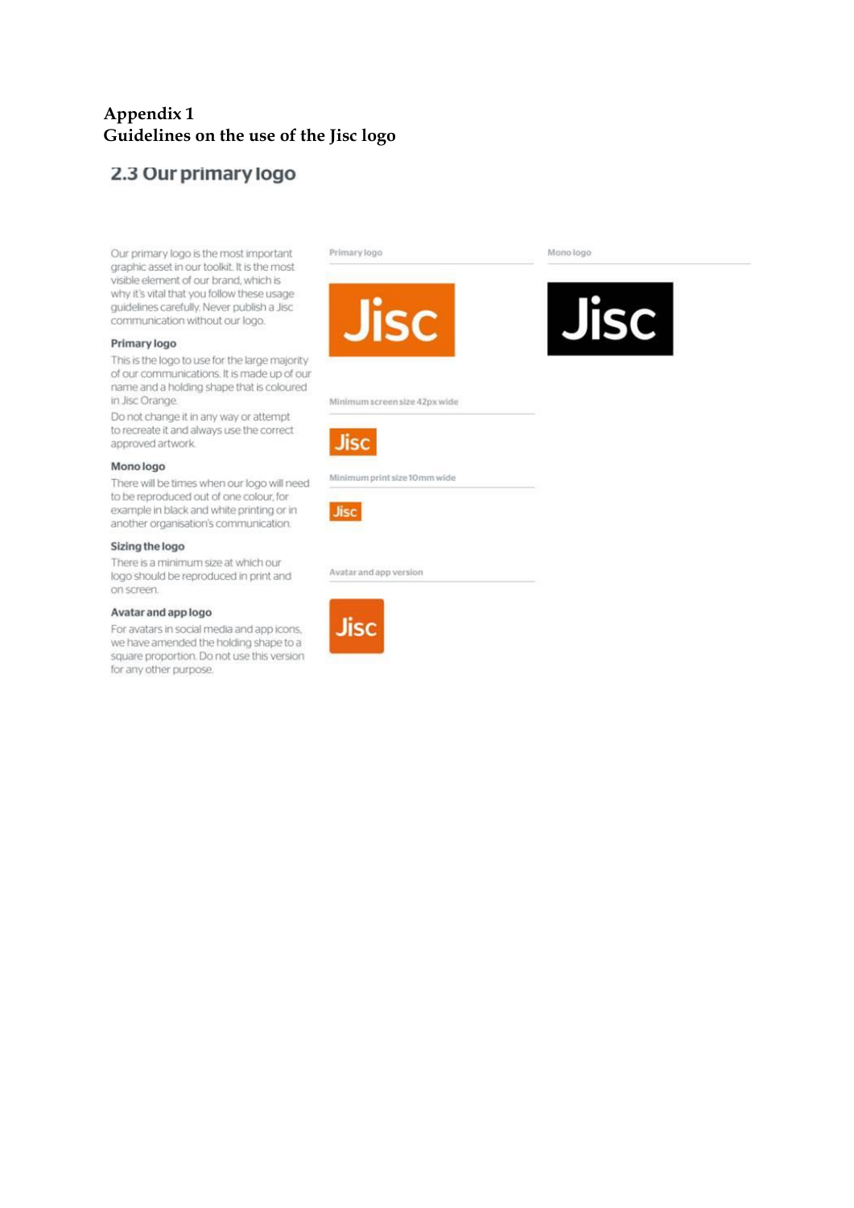# Appendix 1
# Guidelines on the use of the Jisc logo

## 2.3 Our primary logo

Our primary logo is the most important graphic asset in our toolkit. It is the most visible element of our brand, which is why it's vital that you follow these usage guidelines carefully. Never publish a Jisc communication without our logo.

### Primary logo

This is the logo to use for the large majority of our communications. It is made up of our name and a holding shape that is coloured in Jisc Orange.

Do not change it in any way or attempt to recreate it and always use the correct approved artwork.

### Mono logo

There will be times when our logo will need to be reproduced out of one colour, for example in black and white printing or in another organisation's communication.

### Sizing the logo

There is a minimum size at which our logo should be reproduced in print and on screen.

### Avatar and app logo

For avatars in social media and app icons, we have amended the holding shape to a square proportion. Do not use this version for any other purpose.

Primary logo

Jisc

Mono logo

Jisc

Minimum screen size 42px wide

Jisc

Minimum print size 10mm wide

Jisc

Avatar and app version

Jisc